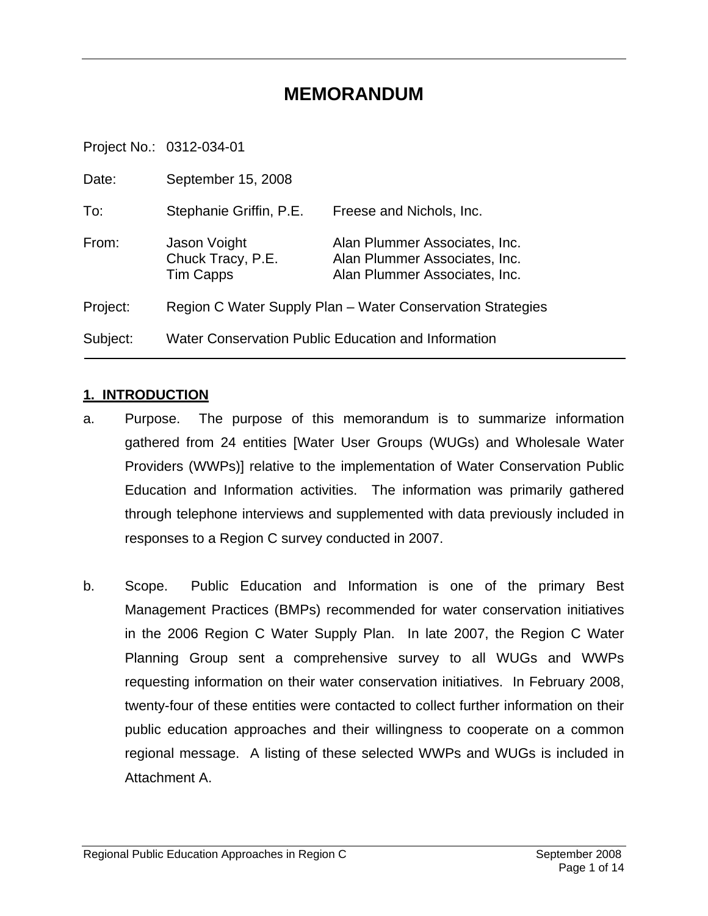# MEMORANDUM

| | | |
|---|---|---|
| Project No.: | 0312-034-01 | |
| Date: | September 15, 2008 | |
| To: | Stephanie Griffin, P.E. | Freese and Nichols, Inc. |
| From: | Jason Voight<br>Chuck Tracy, P.E.<br>Tim Capps | Alan Plummer Associates, Inc.<br>Alan Plummer Associates, Inc.<br>Alan Plummer Associates, Inc. |
| Project: | Region C Water Supply Plan – Water Conservation Strategies | |
| Subject: | Water Conservation Public Education and Information | |

## 1. INTRODUCTION

a. Purpose. The purpose of this memorandum is to summarize information gathered from 24 entities [Water User Groups (WUGs) and Wholesale Water Providers (WWPs)] relative to the implementation of Water Conservation Public Education and Information activities. The information was primarily gathered through telephone interviews and supplemented with data previously included in responses to a Region C survey conducted in 2007.

b. Scope. Public Education and Information is one of the primary Best Management Practices (BMPs) recommended for water conservation initiatives in the 2006 Region C Water Supply Plan. In late 2007, the Region C Water Planning Group sent a comprehensive survey to all WUGs and WWPs requesting information on their water conservation initiatives. In February 2008, twenty-four of these entities were contacted to collect further information on their public education approaches and their willingness to cooperate on a common regional message. A listing of these selected WWPs and WUGs is included in Attachment A.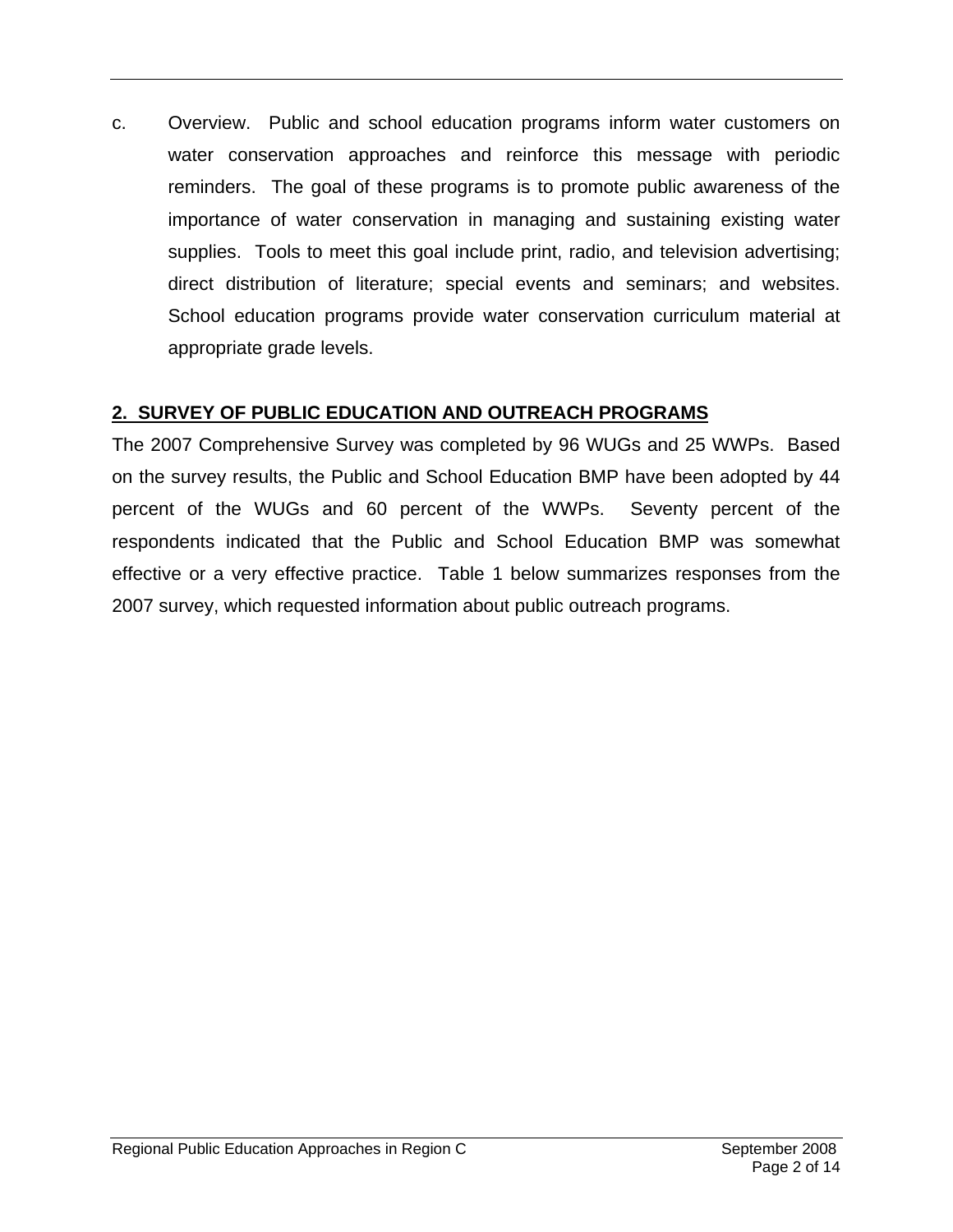c. Overview. Public and school education programs inform water customers on water conservation approaches and reinforce this message with periodic reminders. The goal of these programs is to promote public awareness of the importance of water conservation in managing and sustaining existing water supplies. Tools to meet this goal include print, radio, and television advertising; direct distribution of literature; special events and seminars; and websites. School education programs provide water conservation curriculum material at appropriate grade levels.

## 2. SURVEY OF PUBLIC EDUCATION AND OUTREACH PROGRAMS

The 2007 Comprehensive Survey was completed by 96 WUGs and 25 WWPs. Based on the survey results, the Public and School Education BMP have been adopted by 44 percent of the WUGs and 60 percent of the WWPs. Seventy percent of the respondents indicated that the Public and School Education BMP was somewhat effective or a very effective practice. Table 1 below summarizes responses from the 2007 survey, which requested information about public outreach programs.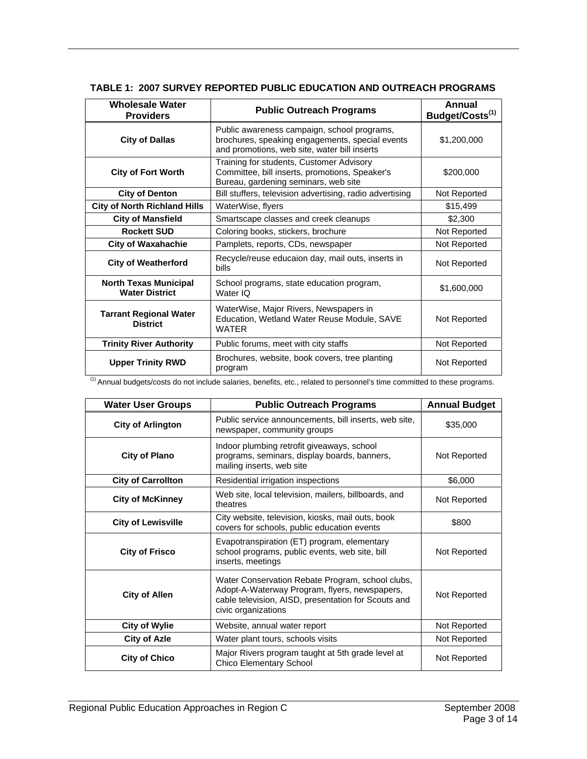**TABLE 1: 2007 SURVEY REPORTED PUBLIC EDUCATION AND OUTREACH PROGRAMS**

| Wholesale Water Providers | Public Outreach Programs | Annual Budget/Costs[(1)] |
|---|---|---|
| **City of Dallas** | Public awareness campaign, school programs, brochures, speaking engagements, special events and promotions, web site, water bill inserts | $1,200,000 |
| **City of Fort Worth** | Training for students, Customer Advisory Committee, bill inserts, promotions, Speaker's Bureau, gardening seminars, web site | $200,000 |
| **City of Denton** | Bill stuffers, television advertising, radio advertising | Not Reported |
| **City of North Richland Hills** | WaterWise, flyers | $15,499 |
| **City of Mansfield** | Smartscape classes and creek cleanups | $2,300 |
| **Rockett SUD** | Coloring books, stickers, brochure | Not Reported |
| **City of Waxahachie** | Pamplets, reports, CDs, newspaper | Not Reported |
| **City of Weatherford** | Recycle/reuse educaion day, mail outs, inserts in bills | Not Reported |
| **North Texas Municipal Water District** | School programs, state education program, Water IQ | $1,600,000 |
| **Tarrant Regional Water District** | WaterWise, Major Rivers, Newspapers in Education, Wetland Water Reuse Module, SAVE WATER | Not Reported |
| **Trinity River Authority** | Public forums, meet with city staffs | Not Reported |
| **Upper Trinity RWD** | Brochures, website, book covers, tree planting program | Not Reported |

[(1)] Annual budgets/costs do not include salaries, benefits, etc., related to personnel's time committed to these programs.

| Water User Groups | Public Outreach Programs | Annual Budget |
|---|---|---|
| **City of Arlington** | Public service announcements, bill inserts, web site, newspaper, community groups | $35,000 |
| **City of Plano** | Indoor plumbing retrofit giveaways, school programs, seminars, display boards, banners, mailing inserts, web site | Not Reported |
| **City of Carrollton** | Residential irrigation inspections | $6,000 |
| **City of McKinney** | Web site, local television, mailers, billboards, and theatres | Not Reported |
| **City of Lewisville** | City website, television, kiosks, mail outs, book covers for schools, public education events | $800 |
| **City of Frisco** | Evapotranspiration (ET) program, elementary school programs, public events, web site, bill inserts, meetings | Not Reported |
| **City of Allen** | Water Conservation Rebate Program, school clubs, Adopt-A-Waterway Program, flyers, newspapers, cable television, AISD, presentation for Scouts and civic organizations | Not Reported |
| **City of Wylie** | Website, annual water report | Not Reported |
| **City of Azle** | Water plant tours, schools visits | Not Reported |
| **City of Chico** | Major Rivers program taught at 5th grade level at Chico Elementary School | Not Reported |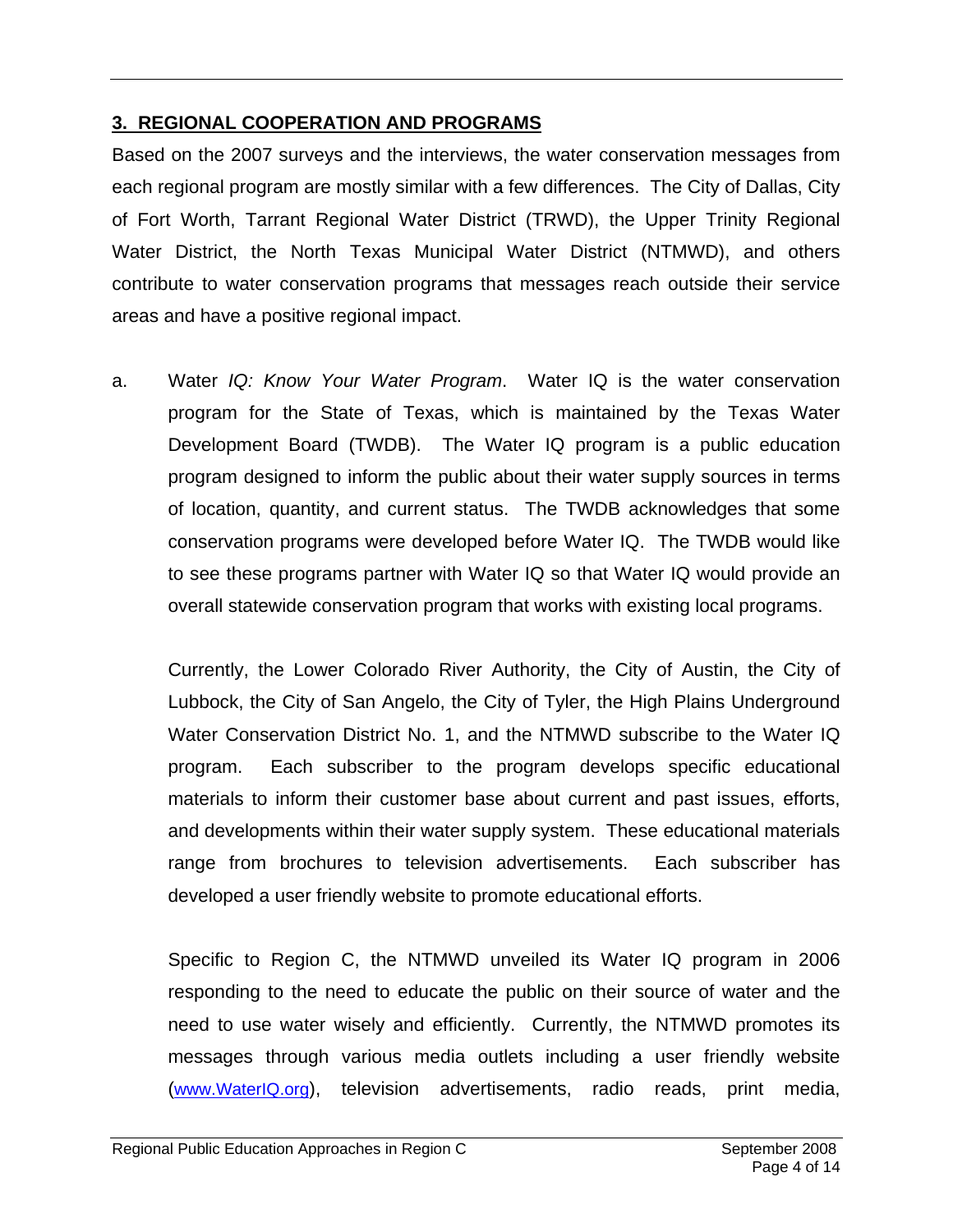## 3. REGIONAL COOPERATION AND PROGRAMS

Based on the 2007 surveys and the interviews, the water conservation messages from each regional program are mostly similar with a few differences. The City of Dallas, City of Fort Worth, Tarrant Regional Water District (TRWD), the Upper Trinity Regional Water District, the North Texas Municipal Water District (NTMWD), and others contribute to water conservation programs that messages reach outside their service areas and have a positive regional impact.

a. Water *IQ: Know Your Water Program*. Water IQ is the water conservation program for the State of Texas, which is maintained by the Texas Water Development Board (TWDB). The Water IQ program is a public education program designed to inform the public about their water supply sources in terms of location, quantity, and current status. The TWDB acknowledges that some conservation programs were developed before Water IQ. The TWDB would like to see these programs partner with Water IQ so that Water IQ would provide an overall statewide conservation program that works with existing local programs.

   Currently, the Lower Colorado River Authority, the City of Austin, the City of Lubbock, the City of San Angelo, the City of Tyler, the High Plains Underground Water Conservation District No. 1, and the NTMWD subscribe to the Water IQ program. Each subscriber to the program develops specific educational materials to inform their customer base about current and past issues, efforts, and developments within their water supply system. These educational materials range from brochures to television advertisements. Each subscriber has developed a user friendly website to promote educational efforts.

   Specific to Region C, the NTMWD unveiled its Water IQ program in 2006 responding to the need to educate the public on their source of water and the need to use water wisely and efficiently. Currently, the NTMWD promotes its messages through various media outlets including a user friendly website (www.WaterIQ.org), television advertisements, radio reads, print media,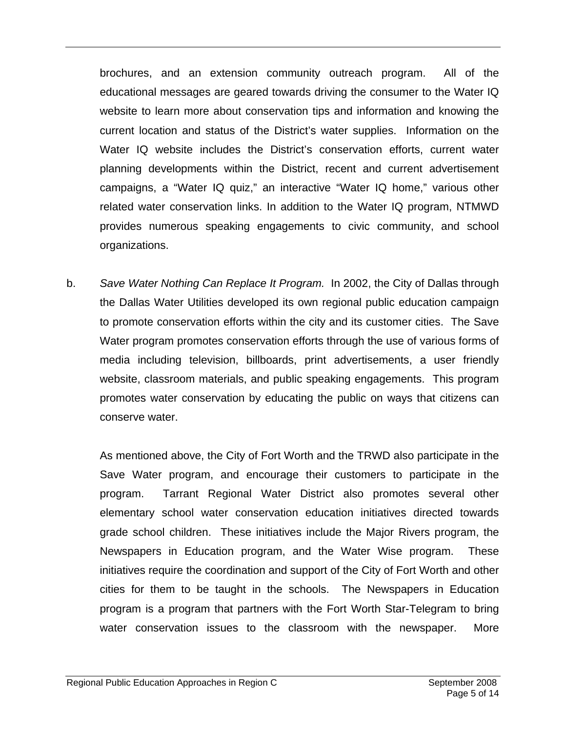brochures, and an extension community outreach program. All of the educational messages are geared towards driving the consumer to the Water IQ website to learn more about conservation tips and information and knowing the current location and status of the District's water supplies. Information on the Water IQ website includes the District's conservation efforts, current water planning developments within the District, recent and current advertisement campaigns, a "Water IQ quiz," an interactive "Water IQ home," various other related water conservation links. In addition to the Water IQ program, NTMWD provides numerous speaking engagements to civic community, and school organizations.

b. *Save Water Nothing Can Replace It Program.* In 2002, the City of Dallas through the Dallas Water Utilities developed its own regional public education campaign to promote conservation efforts within the city and its customer cities. The Save Water program promotes conservation efforts through the use of various forms of media including television, billboards, print advertisements, a user friendly website, classroom materials, and public speaking engagements. This program promotes water conservation by educating the public on ways that citizens can conserve water.

As mentioned above, the City of Fort Worth and the TRWD also participate in the Save Water program, and encourage their customers to participate in the program. Tarrant Regional Water District also promotes several other elementary school water conservation education initiatives directed towards grade school children. These initiatives include the Major Rivers program, the Newspapers in Education program, and the Water Wise program. These initiatives require the coordination and support of the City of Fort Worth and other cities for them to be taught in the schools. The Newspapers in Education program is a program that partners with the Fort Worth Star-Telegram to bring water conservation issues to the classroom with the newspaper. More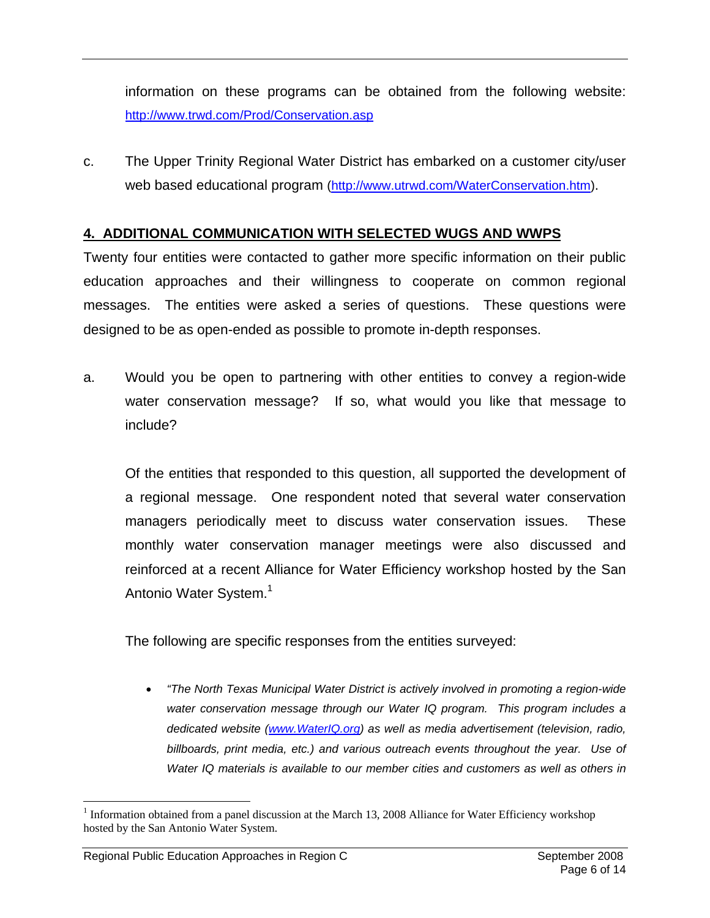information on these programs can be obtained from the following website: http://www.trwd.com/Prod/Conservation.asp

c. The Upper Trinity Regional Water District has embarked on a customer city/user web based educational program (http://www.utrwd.com/WaterConservation.htm).

## 4. ADDITIONAL COMMUNICATION WITH SELECTED WUGS AND WWPS

Twenty four entities were contacted to gather more specific information on their public education approaches and their willingness to cooperate on common regional messages. The entities were asked a series of questions. These questions were designed to be as open-ended as possible to promote in-depth responses.

a. Would you be open to partnering with other entities to convey a region-wide water conservation message? If so, what would you like that message to include?

Of the entities that responded to this question, all supported the development of a regional message. One respondent noted that several water conservation managers periodically meet to discuss water conservation issues. These monthly water conservation manager meetings were also discussed and reinforced at a recent Alliance for Water Efficiency workshop hosted by the San Antonio Water System.[1]

The following are specific responses from the entities surveyed:

- *"The North Texas Municipal Water District is actively involved in promoting a region-wide water conservation message through our Water IQ program. This program includes a dedicated website (www.WaterIQ.org) as well as media advertisement (television, radio, billboards, print media, etc.) and various outreach events throughout the year. Use of Water IQ materials is available to our member cities and customers as well as others in*

[1] Information obtained from a panel discussion at the March 13, 2008 Alliance for Water Efficiency workshop hosted by the San Antonio Water System.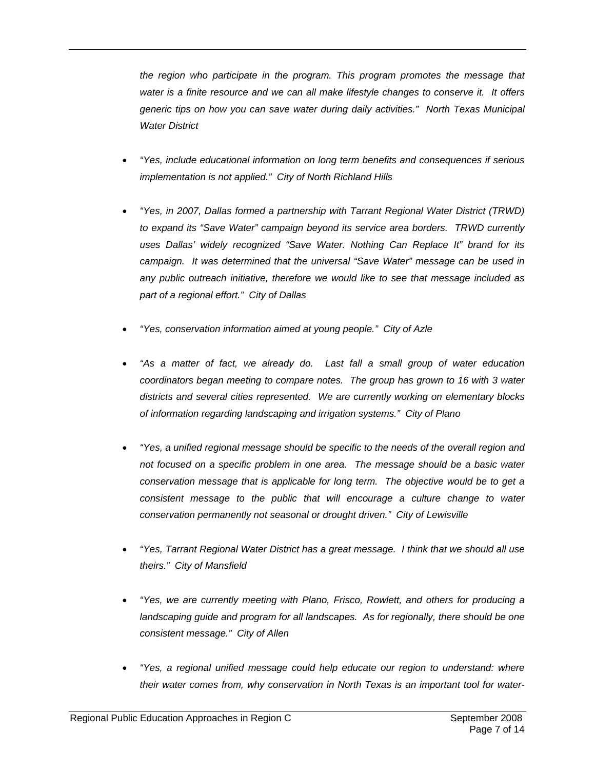*the region who participate in the program. This program promotes the message that water is a finite resource and we can all make lifestyle changes to conserve it. It offers generic tips on how you can save water during daily activities." North Texas Municipal Water District*

- *"Yes, include educational information on long term benefits and consequences if serious implementation is not applied." City of North Richland Hills*

- *"Yes, in 2007, Dallas formed a partnership with Tarrant Regional Water District (TRWD) to expand its "Save Water" campaign beyond its service area borders. TRWD currently uses Dallas' widely recognized "Save Water. Nothing Can Replace It" brand for its campaign. It was determined that the universal "Save Water" message can be used in any public outreach initiative, therefore we would like to see that message included as part of a regional effort." City of Dallas*

- *"Yes, conservation information aimed at young people." City of Azle*

- *"As a matter of fact, we already do. Last fall a small group of water education coordinators began meeting to compare notes. The group has grown to 16 with 3 water districts and several cities represented. We are currently working on elementary blocks of information regarding landscaping and irrigation systems." City of Plano*

- *"Yes, a unified regional message should be specific to the needs of the overall region and not focused on a specific problem in one area. The message should be a basic water conservation message that is applicable for long term. The objective would be to get a consistent message to the public that will encourage a culture change to water conservation permanently not seasonal or drought driven." City of Lewisville*

- *"Yes, Tarrant Regional Water District has a great message. I think that we should all use theirs." City of Mansfield*

- *"Yes, we are currently meeting with Plano, Frisco, Rowlett, and others for producing a landscaping guide and program for all landscapes. As for regionally, there should be one consistent message." City of Allen*

- *"Yes, a regional unified message could help educate our region to understand: where their water comes from, why conservation in North Texas is an important tool for water-*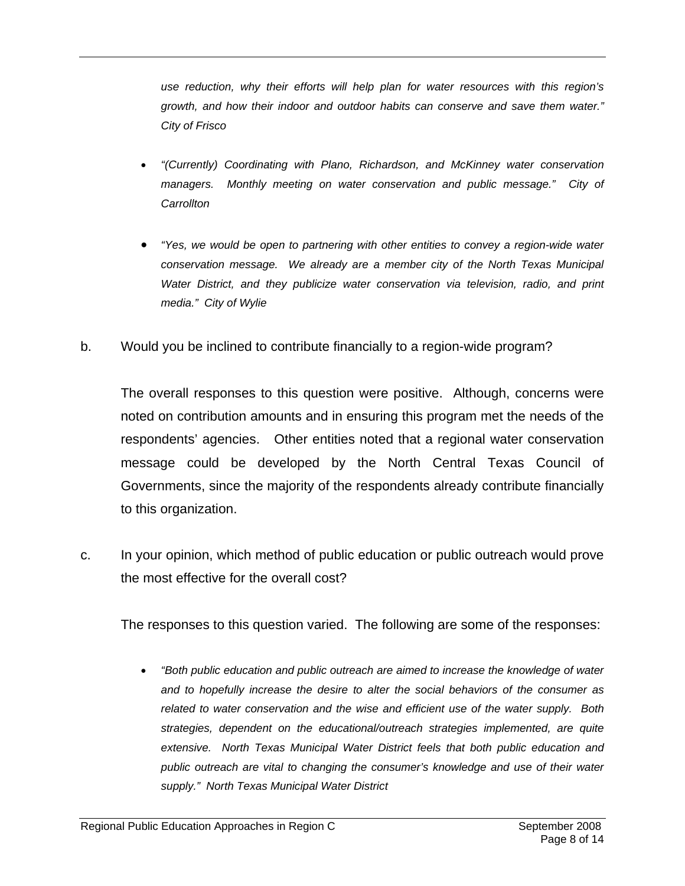*use reduction, why their efforts will help plan for water resources with this region's growth, and how their indoor and outdoor habits can conserve and save them water." City of Frisco*

- *"(Currently) Coordinating with Plano, Richardson, and McKinney water conservation managers. Monthly meeting on water conservation and public message." City of Carrollton*

- *"Yes, we would be open to partnering with other entities to convey a region-wide water conservation message. We already are a member city of the North Texas Municipal Water District, and they publicize water conservation via television, radio, and print media." City of Wylie*

b. Would you be inclined to contribute financially to a region-wide program?

The overall responses to this question were positive. Although, concerns were noted on contribution amounts and in ensuring this program met the needs of the respondents' agencies. Other entities noted that a regional water conservation message could be developed by the North Central Texas Council of Governments, since the majority of the respondents already contribute financially to this organization.

c. In your opinion, which method of public education or public outreach would prove the most effective for the overall cost?

The responses to this question varied. The following are some of the responses:

- *"Both public education and public outreach are aimed to increase the knowledge of water and to hopefully increase the desire to alter the social behaviors of the consumer as related to water conservation and the wise and efficient use of the water supply. Both strategies, dependent on the educational/outreach strategies implemented, are quite extensive. North Texas Municipal Water District feels that both public education and public outreach are vital to changing the consumer's knowledge and use of their water supply." North Texas Municipal Water District*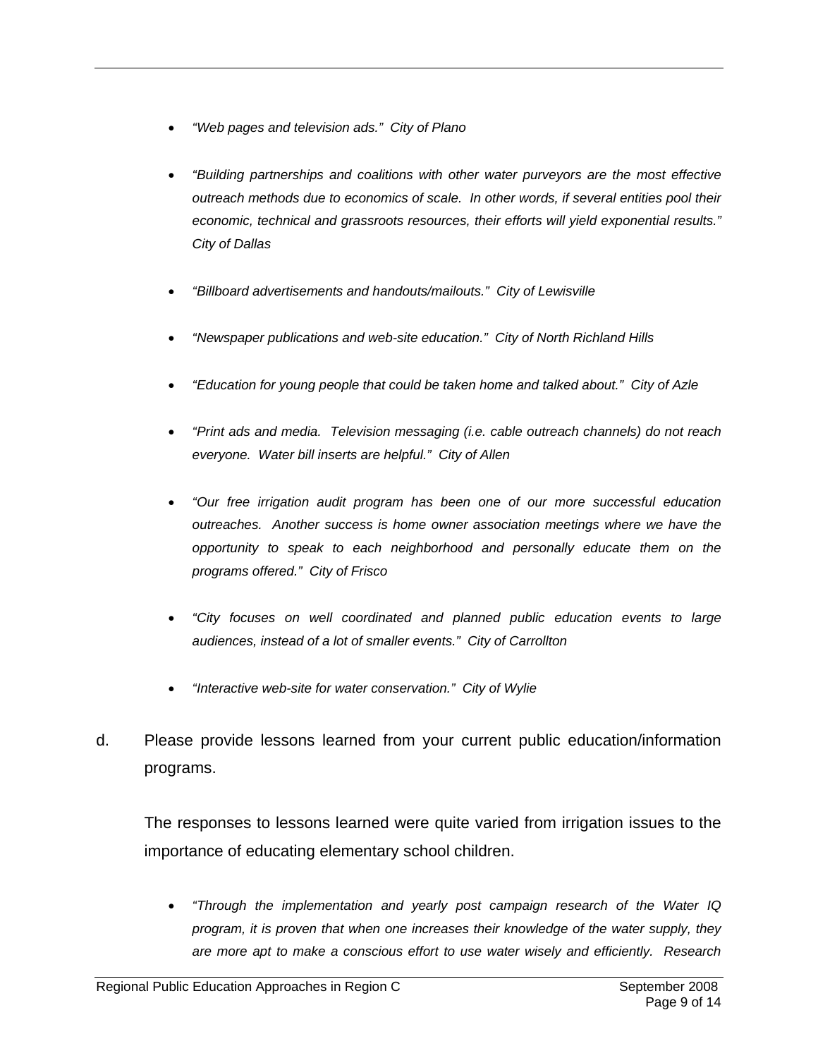- *"Web pages and television ads." City of Plano*

- *"Building partnerships and coalitions with other water purveyors are the most effective outreach methods due to economics of scale. In other words, if several entities pool their economic, technical and grassroots resources, their efforts will yield exponential results." City of Dallas*

- *"Billboard advertisements and handouts/mailouts." City of Lewisville*

- *"Newspaper publications and web-site education." City of North Richland Hills*

- *"Education for young people that could be taken home and talked about." City of Azle*

- *"Print ads and media. Television messaging (i.e. cable outreach channels) do not reach everyone. Water bill inserts are helpful." City of Allen*

- *"Our free irrigation audit program has been one of our more successful education outreaches. Another success is home owner association meetings where we have the opportunity to speak to each neighborhood and personally educate them on the programs offered." City of Frisco*

- *"City focuses on well coordinated and planned public education events to large audiences, instead of a lot of smaller events." City of Carrollton*

- *"Interactive web-site for water conservation." City of Wylie*

d. Please provide lessons learned from your current public education/information programs.

The responses to lessons learned were quite varied from irrigation issues to the importance of educating elementary school children.

- *"Through the implementation and yearly post campaign research of the Water IQ program, it is proven that when one increases their knowledge of the water supply, they are more apt to make a conscious effort to use water wisely and efficiently. Research*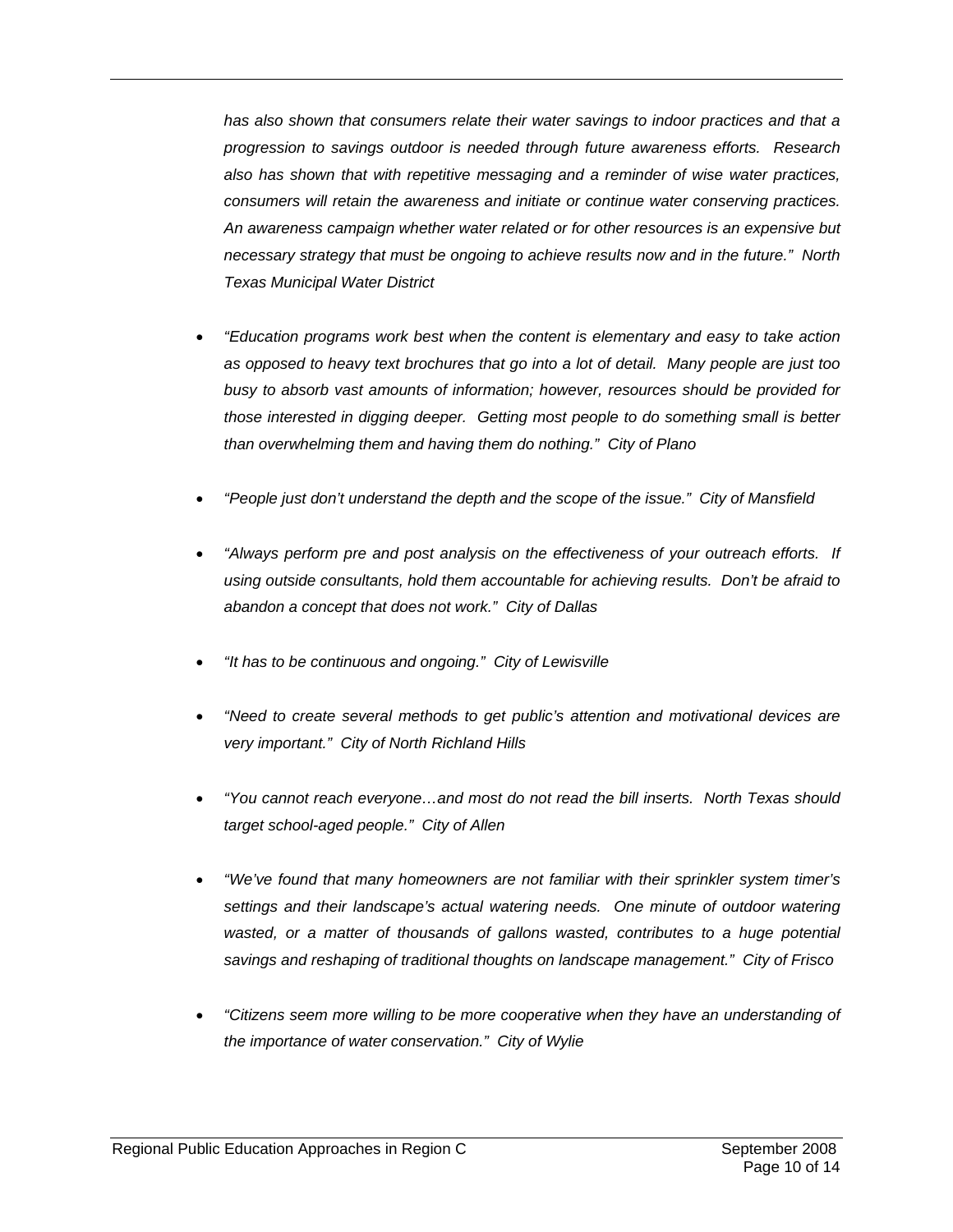*has also shown that consumers relate their water savings to indoor practices and that a progression to savings outdoor is needed through future awareness efforts. Research also has shown that with repetitive messaging and a reminder of wise water practices, consumers will retain the awareness and initiate or continue water conserving practices. An awareness campaign whether water related or for other resources is an expensive but necessary strategy that must be ongoing to achieve results now and in the future." North Texas Municipal Water District*

- *"Education programs work best when the content is elementary and easy to take action as opposed to heavy text brochures that go into a lot of detail. Many people are just too busy to absorb vast amounts of information; however, resources should be provided for those interested in digging deeper. Getting most people to do something small is better than overwhelming them and having them do nothing." City of Plano*

- *"People just don't understand the depth and the scope of the issue." City of Mansfield*

- *"Always perform pre and post analysis on the effectiveness of your outreach efforts. If using outside consultants, hold them accountable for achieving results. Don't be afraid to abandon a concept that does not work." City of Dallas*

- *"It has to be continuous and ongoing." City of Lewisville*

- *"Need to create several methods to get public's attention and motivational devices are very important." City of North Richland Hills*

- *"You cannot reach everyone…and most do not read the bill inserts. North Texas should target school-aged people." City of Allen*

- *"We've found that many homeowners are not familiar with their sprinkler system timer's settings and their landscape's actual watering needs. One minute of outdoor watering wasted, or a matter of thousands of gallons wasted, contributes to a huge potential savings and reshaping of traditional thoughts on landscape management." City of Frisco*

- *"Citizens seem more willing to be more cooperative when they have an understanding of the importance of water conservation." City of Wylie*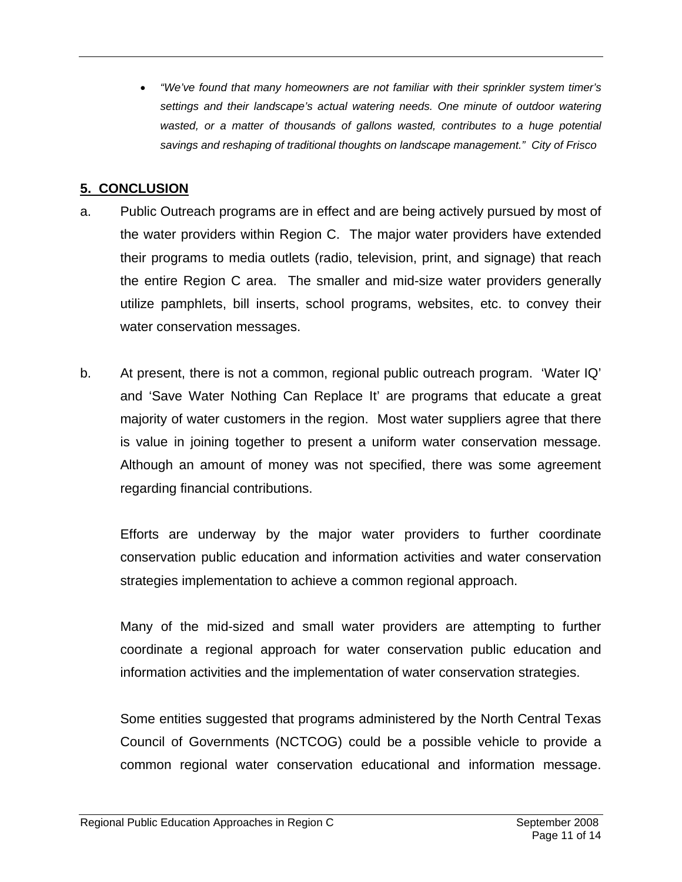- *"We've found that many homeowners are not familiar with their sprinkler system timer's settings and their landscape's actual watering needs. One minute of outdoor watering wasted, or a matter of thousands of gallons wasted, contributes to a huge potential savings and reshaping of traditional thoughts on landscape management." City of Frisco*

## 5. CONCLUSION

a. Public Outreach programs are in effect and are being actively pursued by most of the water providers within Region C. The major water providers have extended their programs to media outlets (radio, television, print, and signage) that reach the entire Region C area. The smaller and mid-size water providers generally utilize pamphlets, bill inserts, school programs, websites, etc. to convey their water conservation messages.

b. At present, there is not a common, regional public outreach program. 'Water IQ' and 'Save Water Nothing Can Replace It' are programs that educate a great majority of water customers in the region. Most water suppliers agree that there is value in joining together to present a uniform water conservation message. Although an amount of money was not specified, there was some agreement regarding financial contributions.

   Efforts are underway by the major water providers to further coordinate conservation public education and information activities and water conservation strategies implementation to achieve a common regional approach.

   Many of the mid-sized and small water providers are attempting to further coordinate a regional approach for water conservation public education and information activities and the implementation of water conservation strategies.

   Some entities suggested that programs administered by the North Central Texas Council of Governments (NCTCOG) could be a possible vehicle to provide a common regional water conservation educational and information message.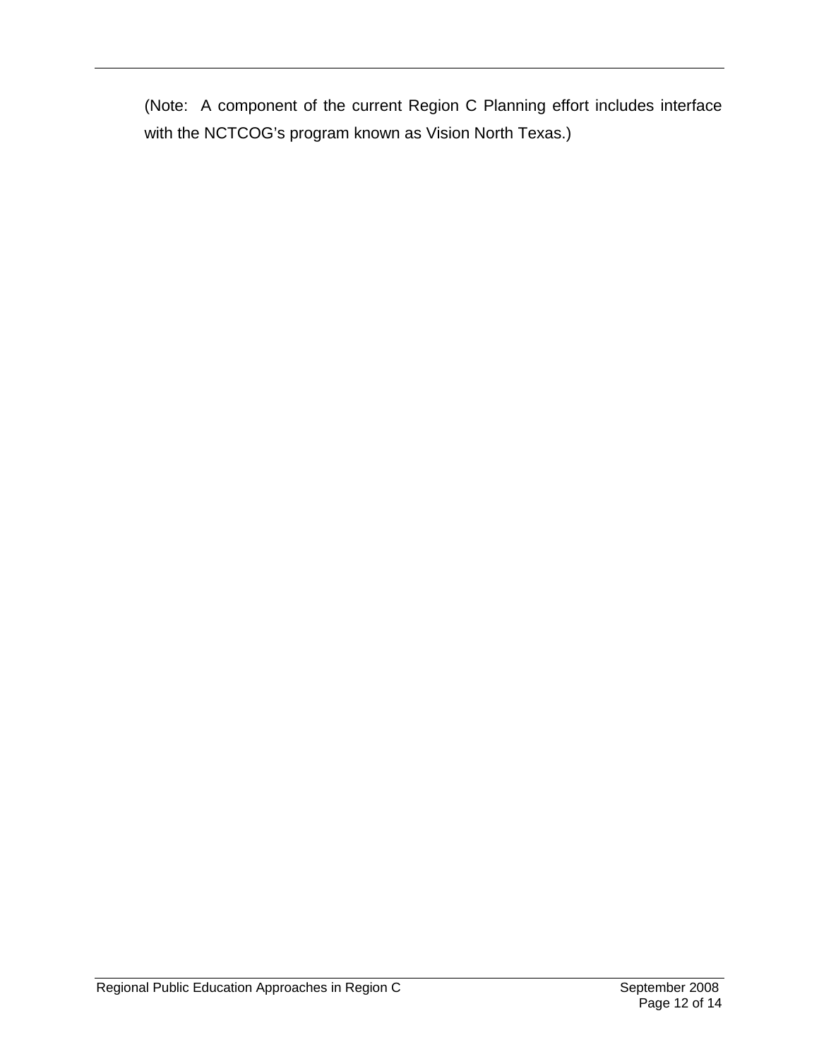(Note: A component of the current Region C Planning effort includes interface with the NCTCOG's program known as Vision North Texas.)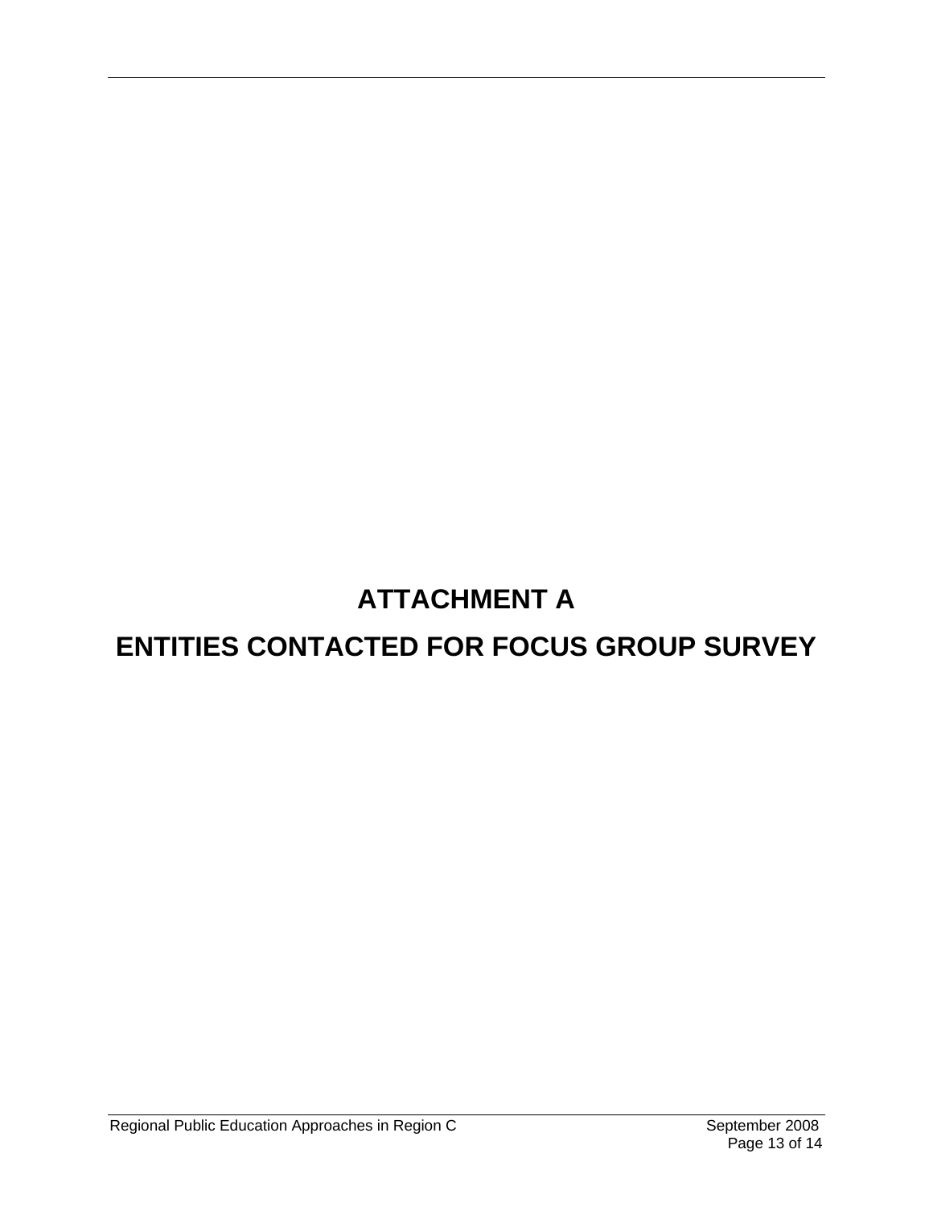# ATTACHMENT A

# ENTITIES CONTACTED FOR FOCUS GROUP SURVEY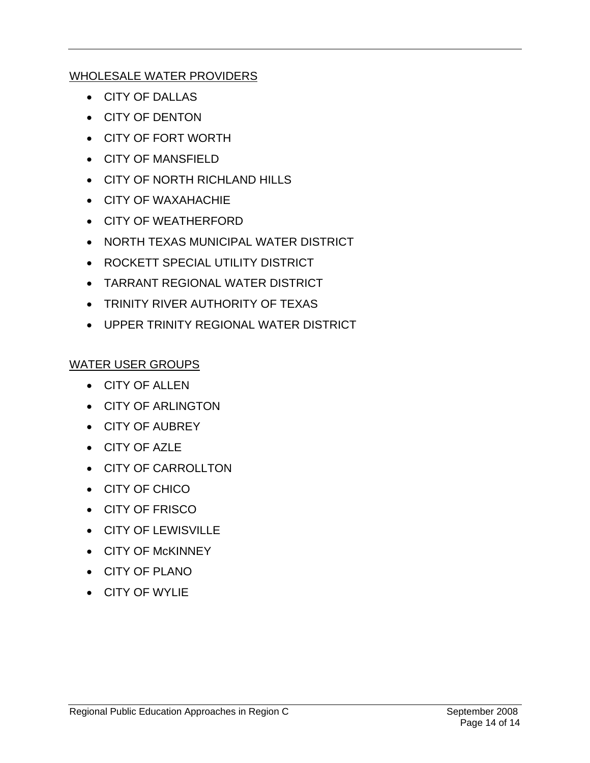WHOLESALE WATER PROVIDERS

- CITY OF DALLAS
- CITY OF DENTON
- CITY OF FORT WORTH
- CITY OF MANSFIELD
- CITY OF NORTH RICHLAND HILLS
- CITY OF WAXAHACHIE
- CITY OF WEATHERFORD
- NORTH TEXAS MUNICIPAL WATER DISTRICT
- ROCKETT SPECIAL UTILITY DISTRICT
- TARRANT REGIONAL WATER DISTRICT
- TRINITY RIVER AUTHORITY OF TEXAS
- UPPER TRINITY REGIONAL WATER DISTRICT

WATER USER GROUPS

- CITY OF ALLEN
- CITY OF ARLINGTON
- CITY OF AUBREY
- CITY OF AZLE
- CITY OF CARROLLTON
- CITY OF CHICO
- CITY OF FRISCO
- CITY OF LEWISVILLE
- CITY OF McKINNEY
- CITY OF PLANO
- CITY OF WYLIE